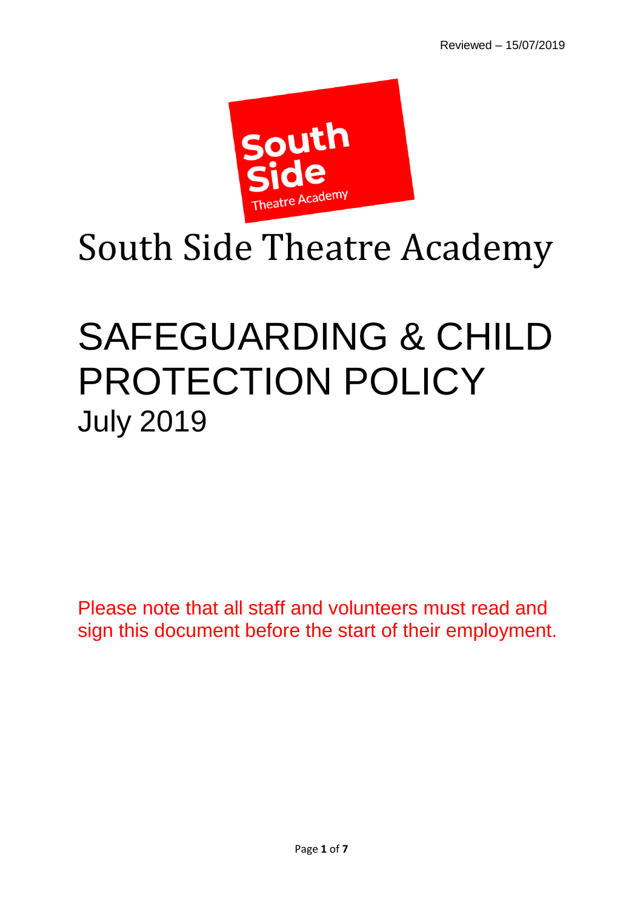Reviewed – 15/07/2019

# South Side Theatre Academy

# SAFEGUARDING & CHILD PROTECTION POLICY

## July 2019

Please note that all staff and volunteers must read and sign this document before the start of their employment.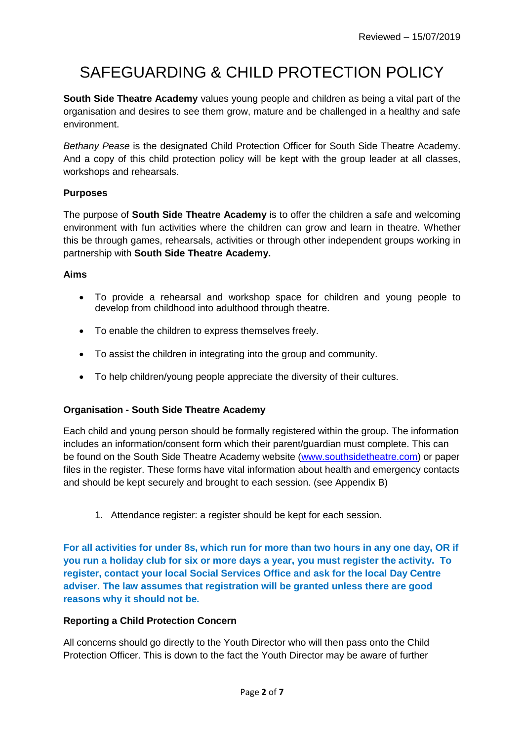Reviewed – 15/07/2019

# SAFEGUARDING & CHILD PROTECTION POLICY

**South Side Theatre Academy** values young people and children as being a vital part of the organisation and desires to see them grow, mature and be challenged in a healthy and safe environment.

*Bethany Pease* is the designated Child Protection Officer for South Side Theatre Academy. And a copy of this child protection policy will be kept with the group leader at all classes, workshops and rehearsals.

### Purposes

The purpose of **South Side Theatre Academy** is to offer the children a safe and welcoming environment with fun activities where the children can grow and learn in theatre. Whether this be through games, rehearsals, activities or through other independent groups working in partnership with **South Side Theatre Academy.**

### Aims

- To provide a rehearsal and workshop space for children and young people to develop from childhood into adulthood through theatre.
- To enable the children to express themselves freely.
- To assist the children in integrating into the group and community.
- To help children/young people appreciate the diversity of their cultures.

### Organisation - South Side Theatre Academy

Each child and young person should be formally registered within the group. The information includes an information/consent form which their parent/guardian must complete. This can be found on the South Side Theatre Academy website (www.southsidetheatre.com) or paper files in the register. These forms have vital information about health and emergency contacts and should be kept securely and brought to each session. (see Appendix B)

1. Attendance register: a register should be kept for each session.

**For all activities for under 8s, which run for more than two hours in any one day, OR if you run a holiday club for six or more days a year, you must register the activity. To register, contact your local Social Services Office and ask for the local Day Centre adviser. The law assumes that registration will be granted unless there are good reasons why it should not be.**

### Reporting a Child Protection Concern

All concerns should go directly to the Youth Director who will then pass onto the Child Protection Officer. This is down to the fact the Youth Director may be aware of further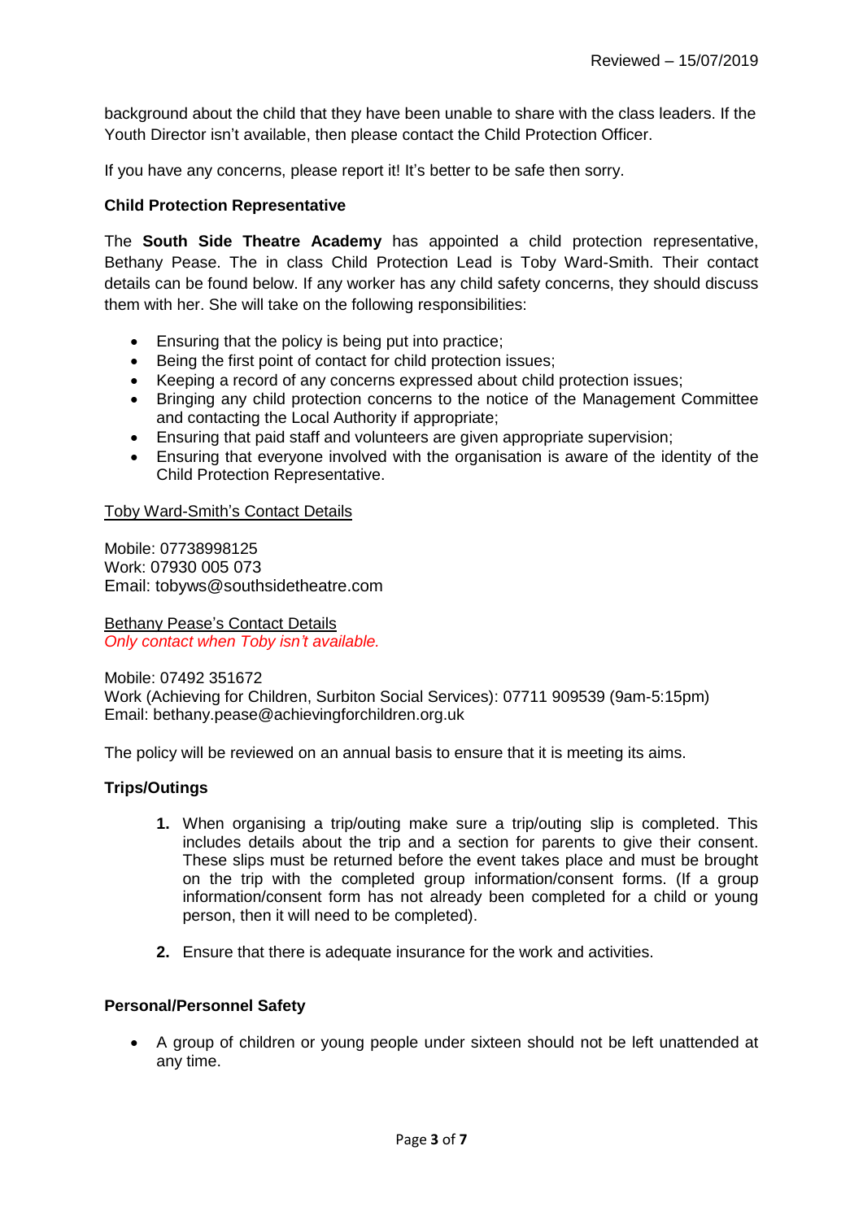background about the child that they have been unable to share with the class leaders. If the Youth Director isn't available, then please contact the Child Protection Officer.

If you have any concerns, please report it! It's better to be safe then sorry.

**Child Protection Representative**

The **South Side Theatre Academy** has appointed a child protection representative, Bethany Pease. The in class Child Protection Lead is Toby Ward-Smith. Their contact details can be found below. If any worker has any child safety concerns, they should discuss them with her. She will take on the following responsibilities:

- Ensuring that the policy is being put into practice;
- Being the first point of contact for child protection issues;
- Keeping a record of any concerns expressed about child protection issues;
- Bringing any child protection concerns to the notice of the Management Committee and contacting the Local Authority if appropriate;
- Ensuring that paid staff and volunteers are given appropriate supervision;
- Ensuring that everyone involved with the organisation is aware of the identity of the Child Protection Representative.

<u>Toby Ward-Smith's Contact Details</u>

Mobile: 07738998125
Work: 07930 005 073
Email: tobyws@southsidetheatre.com

<u>Bethany Pease's Contact Details</u>
*Only contact when Toby isn't available.*

Mobile: 07492 351672
Work (Achieving for Children, Surbiton Social Services): 07711 909539 (9am-5:15pm)
Email: bethany.pease@achievingforchildren.org.uk

The policy will be reviewed on an annual basis to ensure that it is meeting its aims.

**Trips/Outings**

1. When organising a trip/outing make sure a trip/outing slip is completed. This includes details about the trip and a section for parents to give their consent. These slips must be returned before the event takes place and must be brought on the trip with the completed group information/consent forms. (If a group information/consent form has not already been completed for a child or young person, then it will need to be completed).

2. Ensure that there is adequate insurance for the work and activities.

**Personal/Personnel Safety**

- A group of children or young people under sixteen should not be left unattended at any time.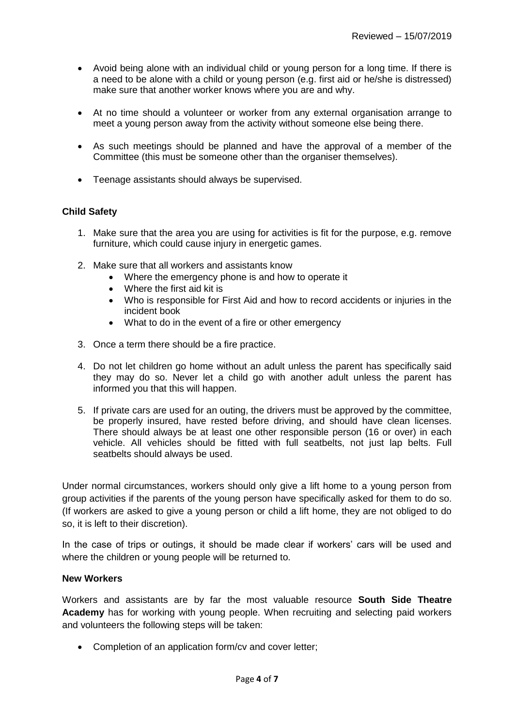Reviewed – 15/07/2019

- Avoid being alone with an individual child or young person for a long time. If there is a need to be alone with a child or young person (e.g. first aid or he/she is distressed) make sure that another worker knows where you are and why.
- At no time should a volunteer or worker from any external organisation arrange to meet a young person away from the activity without someone else being there.
- As such meetings should be planned and have the approval of a member of the Committee (this must be someone other than the organiser themselves).
- Teenage assistants should always be supervised.

**Child Safety**

1. Make sure that the area you are using for activities is fit for the purpose, e.g. remove furniture, which could cause injury in energetic games.
2. Make sure that all workers and assistants know
   - Where the emergency phone is and how to operate it
   - Where the first aid kit is
   - Who is responsible for First Aid and how to record accidents or injuries in the incident book
   - What to do in the event of a fire or other emergency
3. Once a term there should be a fire practice.
4. Do not let children go home without an adult unless the parent has specifically said they may do so. Never let a child go with another adult unless the parent has informed you that this will happen.
5. If private cars are used for an outing, the drivers must be approved by the committee, be properly insured, have rested before driving, and should have clean licenses. There should always be at least one other responsible person (16 or over) in each vehicle. All vehicles should be fitted with full seatbelts, not just lap belts. Full seatbelts should always be used.

Under normal circumstances, workers should only give a lift home to a young person from group activities if the parents of the young person have specifically asked for them to do so. (If workers are asked to give a young person or child a lift home, they are not obliged to do so, it is left to their discretion).

In the case of trips or outings, it should be made clear if workers' cars will be used and where the children or young people will be returned to.

**New Workers**

Workers and assistants are by far the most valuable resource **South Side Theatre Academy** has for working with young people. When recruiting and selecting paid workers and volunteers the following steps will be taken:

- Completion of an application form/cv and cover letter;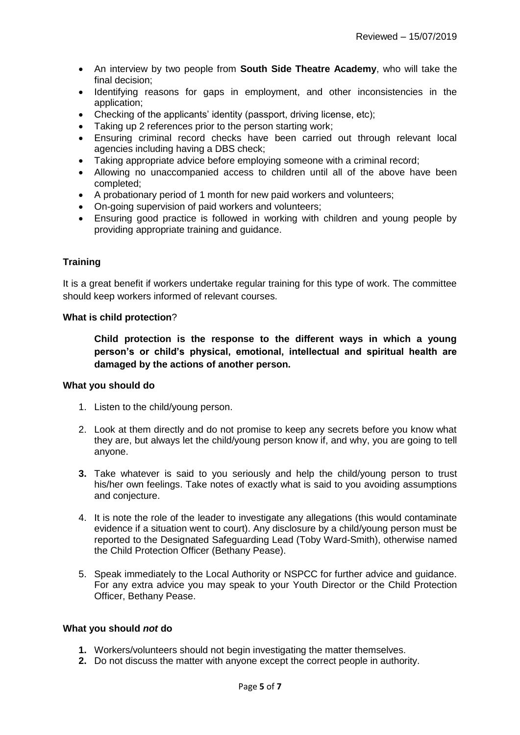Reviewed – 15/07/2019

- An interview by two people from **South Side Theatre Academy**, who will take the final decision;
- Identifying reasons for gaps in employment, and other inconsistencies in the application;
- Checking of the applicants' identity (passport, driving license, etc);
- Taking up 2 references prior to the person starting work;
- Ensuring criminal record checks have been carried out through relevant local agencies including having a DBS check;
- Taking appropriate advice before employing someone with a criminal record;
- Allowing no unaccompanied access to children until all of the above have been completed;
- A probationary period of 1 month for new paid workers and volunteers;
- On-going supervision of paid workers and volunteers;
- Ensuring good practice is followed in working with children and young people by providing appropriate training and guidance.

**Training**

It is a great benefit if workers undertake regular training for this type of work. The committee should keep workers informed of relevant courses.

**What is child protection**?

> **Child protection is the response to the different ways in which a young person's or child's physical, emotional, intellectual and spiritual health are damaged by the actions of another person.**

**What you should do**

1. Listen to the child/young person.

2. Look at them directly and do not promise to keep any secrets before you know what they are, but always let the child/young person know if, and why, you are going to tell anyone.

3. Take whatever is said to you seriously and help the child/young person to trust his/her own feelings. Take notes of exactly what is said to you avoiding assumptions and conjecture.

4. It is note the role of the leader to investigate any allegations (this would contaminate evidence if a situation went to court). Any disclosure by a child/young person must be reported to the Designated Safeguarding Lead (Toby Ward-Smith), otherwise named the Child Protection Officer (Bethany Pease).

5. Speak immediately to the Local Authority or NSPCC for further advice and guidance. For any extra advice you may speak to your Youth Director or the Child Protection Officer, Bethany Pease.

**What you should *not* do**

1. Workers/volunteers should not begin investigating the matter themselves.
2. Do not discuss the matter with anyone except the correct people in authority.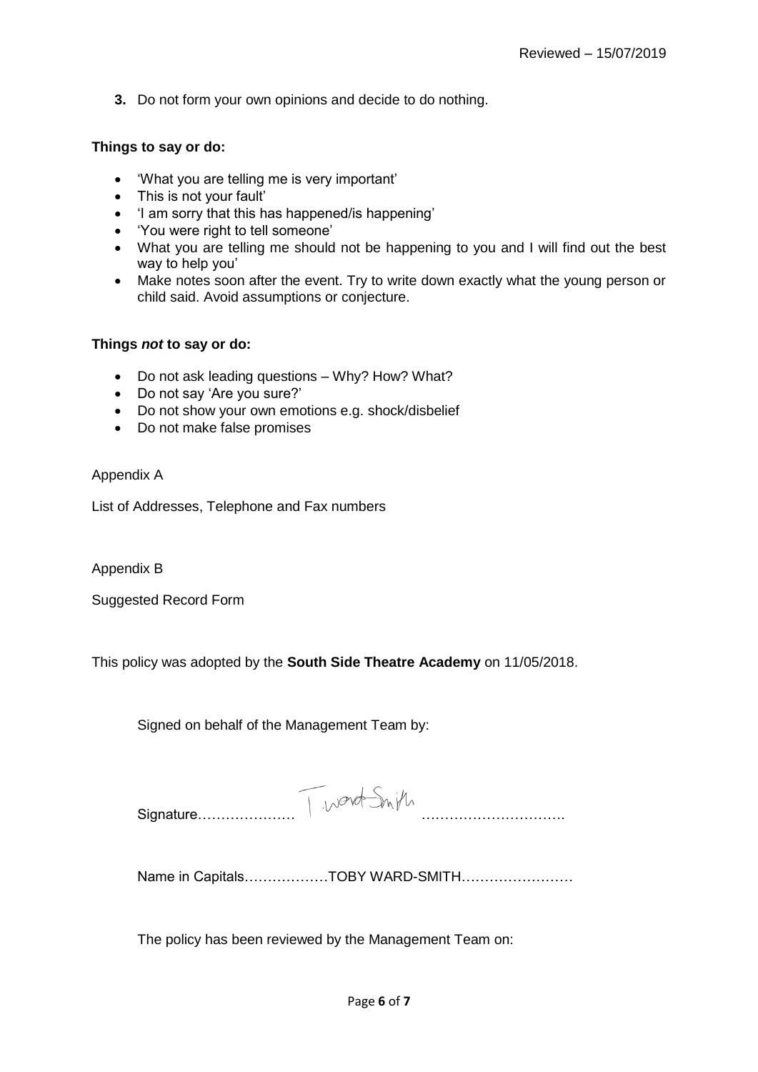Reviewed – 15/07/2019

**3.** Do not form your own opinions and decide to do nothing.

**Things to say or do:**

- 'What you are telling me is very important'
- This is not your fault'
- 'I am sorry that this has happened/is happening'
- 'You were right to tell someone'
- What you are telling me should not be happening to you and I will find out the best way to help you'
- Make notes soon after the event. Try to write down exactly what the young person or child said. Avoid assumptions or conjecture.

**Things *not* to say or do:**

- Do not ask leading questions – Why? How? What?
- Do not say 'Are you sure?'
- Do not show your own emotions e.g. shock/disbelief
- Do not make false promises

Appendix A

List of Addresses, Telephone and Fax numbers

Appendix B

Suggested Record Form

This policy was adopted by the **South Side Theatre Academy** on 11/05/2018.

Signed on behalf of the Management Team by:

Signature………………… T.Ward-Smith ………………………….

Name in Capitals………………TOBY WARD-SMITH……………………

The policy has been reviewed by the Management Team on: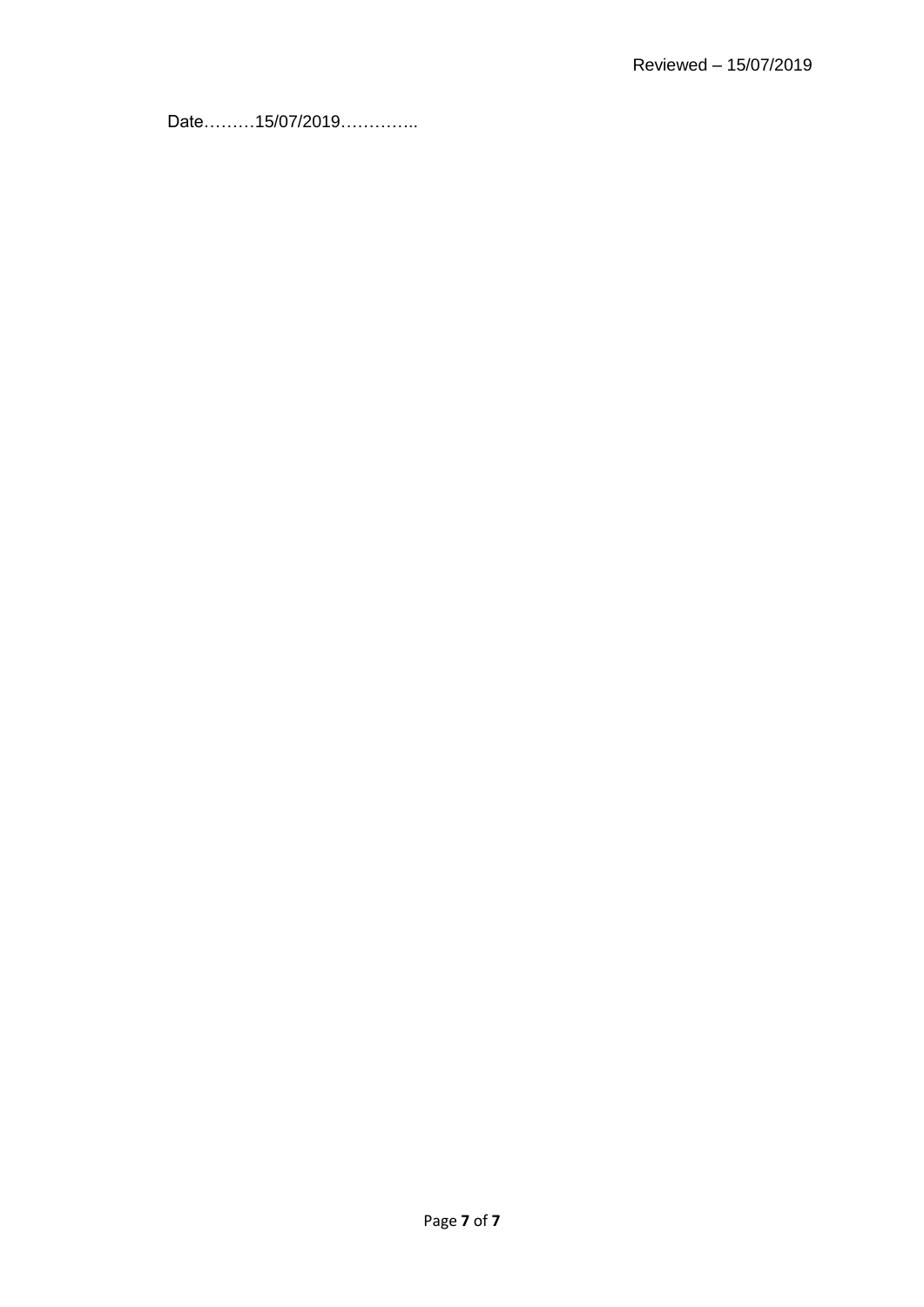Date………15/07/2019…………..